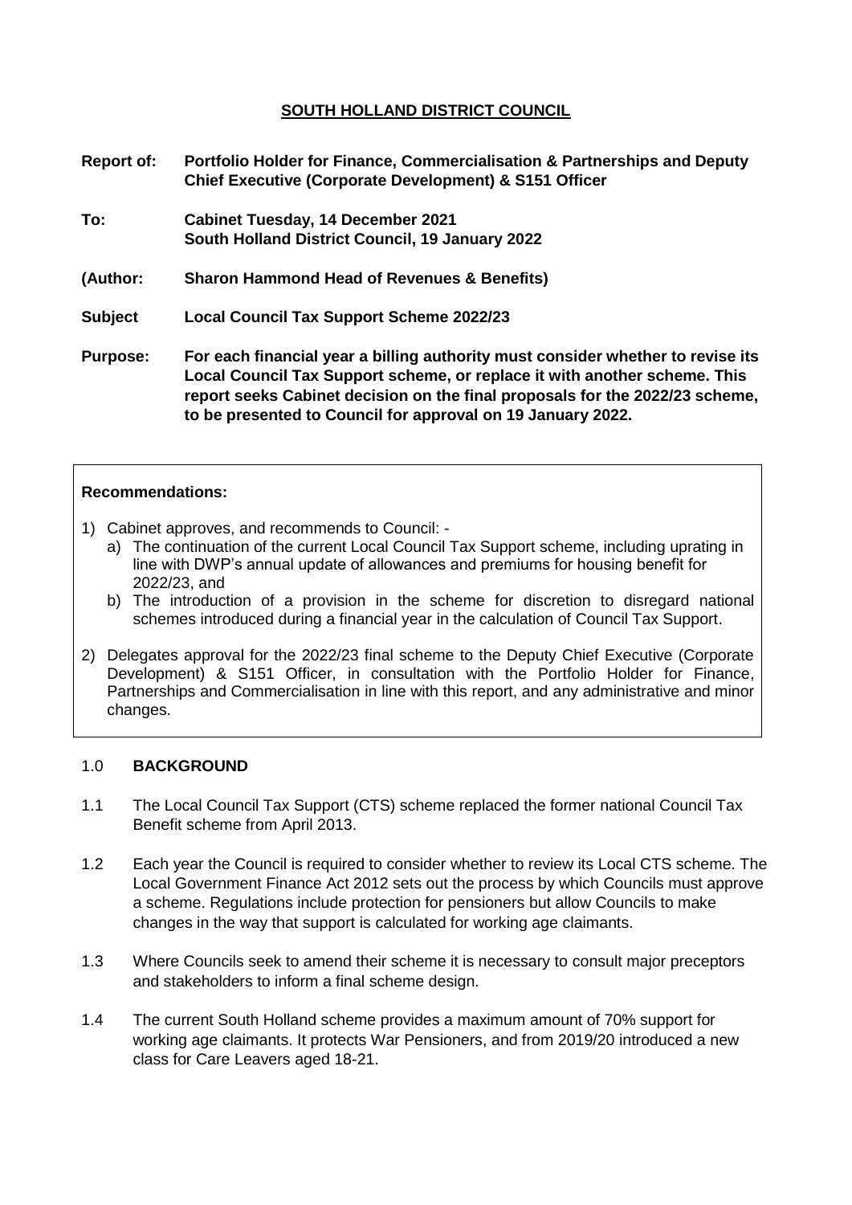# SOUTH HOLLAND DISTRICT COUNCIL

**Report of:** **Portfolio Holder for Finance, Commercialisation & Partnerships and Deputy Chief Executive (Corporate Development) & S151 Officer**

**To:** **Cabinet Tuesday, 14 December 2021**
**South Holland District Council, 19 January 2022**

**(Author:** **Sharon Hammond Head of Revenues & Benefits)**

**Subject** **Local Council Tax Support Scheme 2022/23**

**Purpose:** **For each financial year a billing authority must consider whether to revise its Local Council Tax Support scheme, or replace it with another scheme. This report seeks Cabinet decision on the final proposals for the 2022/23 scheme, to be presented to Council for approval on 19 January 2022.**

**Recommendations:**

1) Cabinet approves, and recommends to Council: -
   a) The continuation of the current Local Council Tax Support scheme, including uprating in line with DWP's annual update of allowances and premiums for housing benefit for 2022/23, and
   b) The introduction of a provision in the scheme for discretion to disregard national schemes introduced during a financial year in the calculation of Council Tax Support.

2) Delegates approval for the 2022/23 final scheme to the Deputy Chief Executive (Corporate Development) & S151 Officer, in consultation with the Portfolio Holder for Finance, Partnerships and Commercialisation in line with this report, and any administrative and minor changes.

## 1.0 BACKGROUND

1.1 The Local Council Tax Support (CTS) scheme replaced the former national Council Tax Benefit scheme from April 2013.

1.2 Each year the Council is required to consider whether to review its Local CTS scheme. The Local Government Finance Act 2012 sets out the process by which Councils must approve a scheme. Regulations include protection for pensioners but allow Councils to make changes in the way that support is calculated for working age claimants.

1.3 Where Councils seek to amend their scheme it is necessary to consult major preceptors and stakeholders to inform a final scheme design.

1.4 The current South Holland scheme provides a maximum amount of 70% support for working age claimants. It protects War Pensioners, and from 2019/20 introduced a new class for Care Leavers aged 18-21.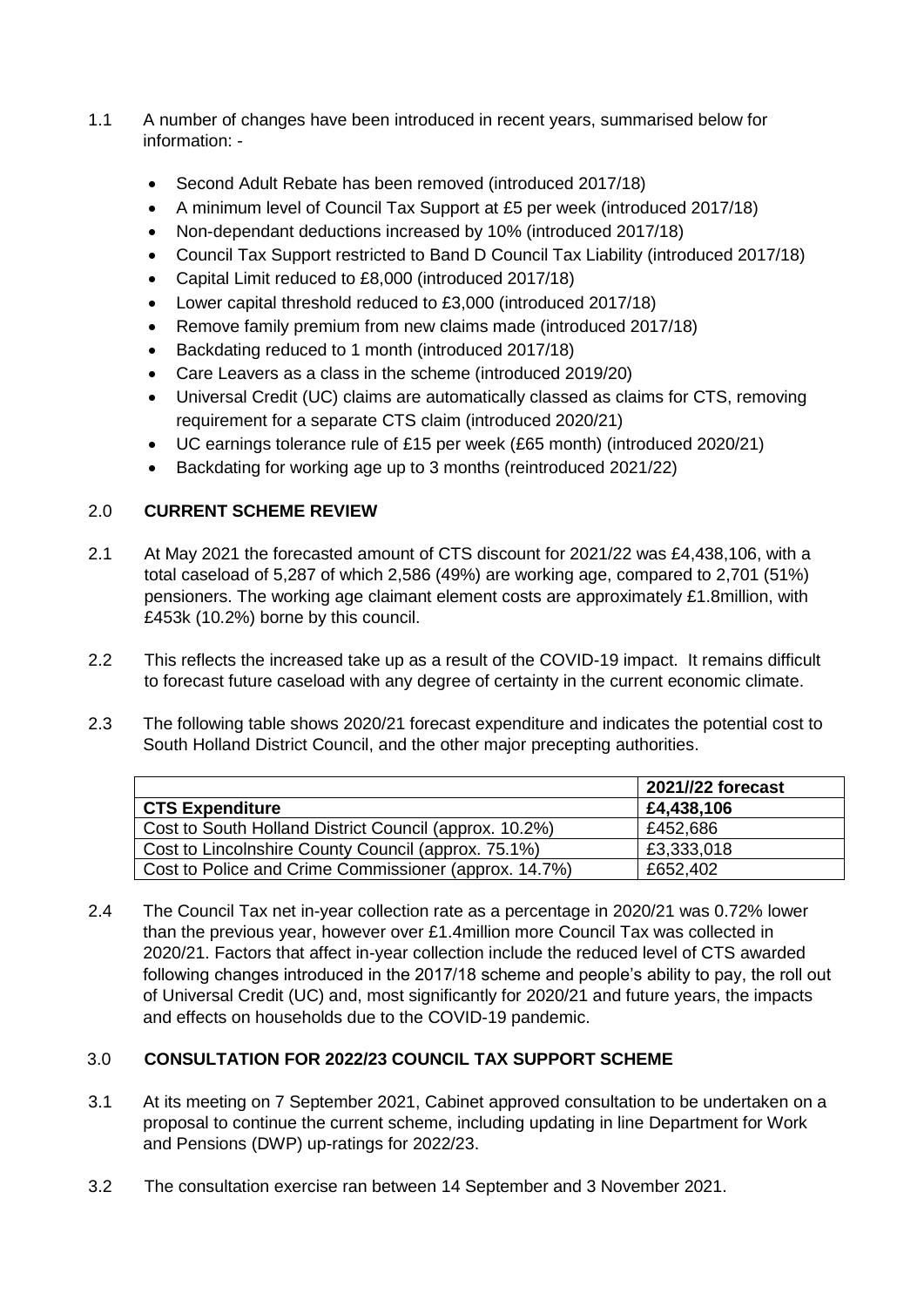1.1 A number of changes have been introduced in recent years, summarised below for information: -

- Second Adult Rebate has been removed (introduced 2017/18)
- A minimum level of Council Tax Support at £5 per week (introduced 2017/18)
- Non-dependant deductions increased by 10% (introduced 2017/18)
- Council Tax Support restricted to Band D Council Tax Liability (introduced 2017/18)
- Capital Limit reduced to £8,000 (introduced 2017/18)
- Lower capital threshold reduced to £3,000 (introduced 2017/18)
- Remove family premium from new claims made (introduced 2017/18)
- Backdating reduced to 1 month (introduced 2017/18)
- Care Leavers as a class in the scheme (introduced 2019/20)
- Universal Credit (UC) claims are automatically classed as claims for CTS, removing requirement for a separate CTS claim (introduced 2020/21)
- UC earnings tolerance rule of £15 per week (£65 month) (introduced 2020/21)
- Backdating for working age up to 3 months (reintroduced 2021/22)

## 2.0 CURRENT SCHEME REVIEW

2.1 At May 2021 the forecasted amount of CTS discount for 2021/22 was £4,438,106, with a total caseload of 5,287 of which 2,586 (49%) are working age, compared to 2,701 (51%) pensioners. The working age claimant element costs are approximately £1.8million, with £453k (10.2%) borne by this council.

2.2 This reflects the increased take up as a result of the COVID-19 impact. It remains difficult to forecast future caseload with any degree of certainty in the current economic climate.

2.3 The following table shows 2020/21 forecast expenditure and indicates the potential cost to South Holland District Council, and the other major precepting authorities.

| | 2021//22 forecast |
|---|---|
| **CTS Expenditure** | **£4,438,106** |
| Cost to South Holland District Council (approx. 10.2%) | £452,686 |
| Cost to Lincolnshire County Council (approx. 75.1%) | £3,333,018 |
| Cost to Police and Crime Commissioner (approx. 14.7%) | £652,402 |

2.4 The Council Tax net in-year collection rate as a percentage in 2020/21 was 0.72% lower than the previous year, however over £1.4million more Council Tax was collected in 2020/21. Factors that affect in-year collection include the reduced level of CTS awarded following changes introduced in the 2017/18 scheme and people's ability to pay, the roll out of Universal Credit (UC) and, most significantly for 2020/21 and future years, the impacts and effects on households due to the COVID-19 pandemic.

## 3.0 CONSULTATION FOR 2022/23 COUNCIL TAX SUPPORT SCHEME

3.1 At its meeting on 7 September 2021, Cabinet approved consultation to be undertaken on a proposal to continue the current scheme, including updating in line Department for Work and Pensions (DWP) up-ratings for 2022/23.

3.2 The consultation exercise ran between 14 September and 3 November 2021.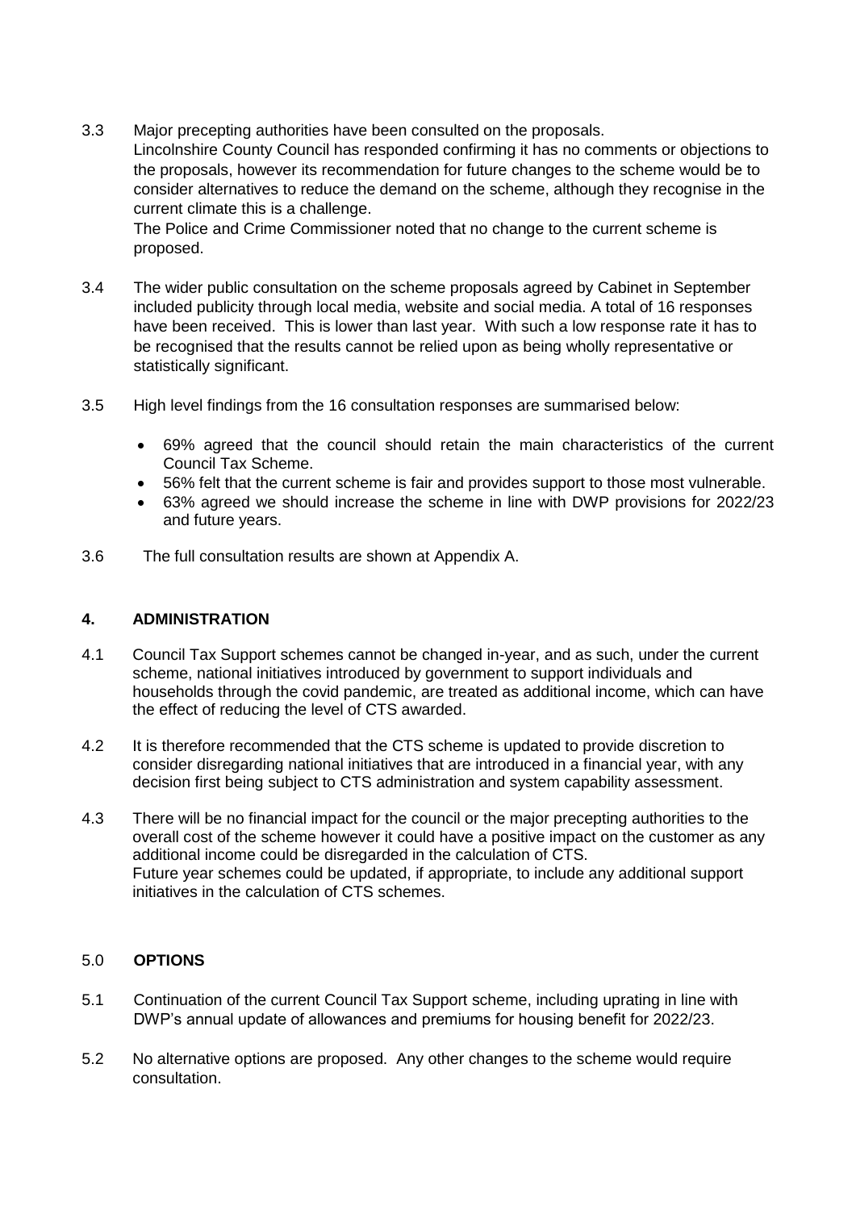3.3 Major precepting authorities have been consulted on the proposals.
Lincolnshire County Council has responded confirming it has no comments or objections to the proposals, however its recommendation for future changes to the scheme would be to consider alternatives to reduce the demand on the scheme, although they recognise in the current climate this is a challenge.
The Police and Crime Commissioner noted that no change to the current scheme is proposed.

3.4 The wider public consultation on the scheme proposals agreed by Cabinet in September included publicity through local media, website and social media. A total of 16 responses have been received. This is lower than last year. With such a low response rate it has to be recognised that the results cannot be relied upon as being wholly representative or statistically significant.

3.5 High level findings from the 16 consultation responses are summarised below:

- 69% agreed that the council should retain the main characteristics of the current Council Tax Scheme.
- 56% felt that the current scheme is fair and provides support to those most vulnerable.
- 63% agreed we should increase the scheme in line with DWP provisions for 2022/23 and future years.

3.6 The full consultation results are shown at Appendix A.

## 4. ADMINISTRATION

4.1 Council Tax Support schemes cannot be changed in-year, and as such, under the current scheme, national initiatives introduced by government to support individuals and households through the covid pandemic, are treated as additional income, which can have the effect of reducing the level of CTS awarded.

4.2 It is therefore recommended that the CTS scheme is updated to provide discretion to consider disregarding national initiatives that are introduced in a financial year, with any decision first being subject to CTS administration and system capability assessment.

4.3 There will be no financial impact for the council or the major precepting authorities to the overall cost of the scheme however it could have a positive impact on the customer as any additional income could be disregarded in the calculation of CTS.
Future year schemes could be updated, if appropriate, to include any additional support initiatives in the calculation of CTS schemes.

## 5.0 OPTIONS

5.1 Continuation of the current Council Tax Support scheme, including uprating in line with DWP's annual update of allowances and premiums for housing benefit for 2022/23.

5.2 No alternative options are proposed. Any other changes to the scheme would require consultation.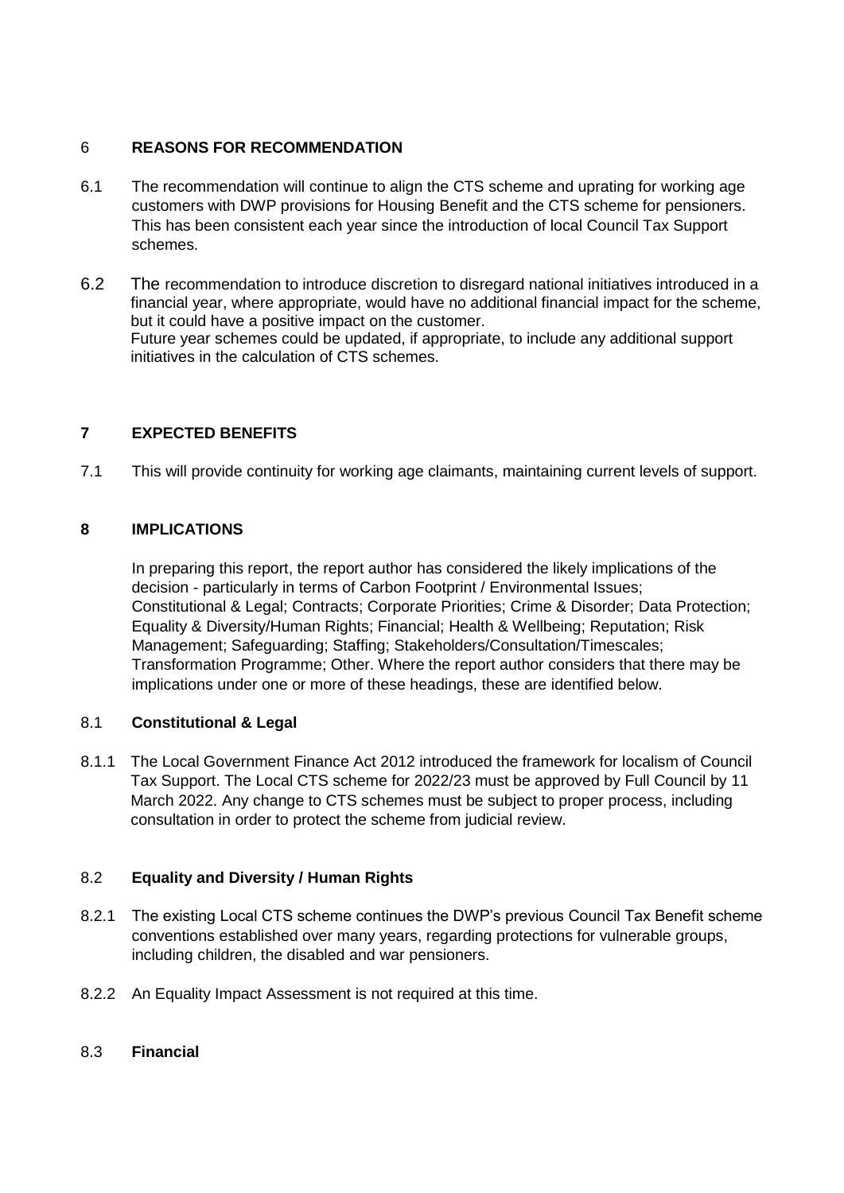## 6 REASONS FOR RECOMMENDATION

6.1 The recommendation will continue to align the CTS scheme and uprating for working age customers with DWP provisions for Housing Benefit and the CTS scheme for pensioners. This has been consistent each year since the introduction of local Council Tax Support schemes.

6.2 The recommendation to introduce discretion to disregard national initiatives introduced in a financial year, where appropriate, would have no additional financial impact for the scheme, but it could have a positive impact on the customer.
Future year schemes could be updated, if appropriate, to include any additional support initiatives in the calculation of CTS schemes.

## 7 EXPECTED BENEFITS

7.1 This will provide continuity for working age claimants, maintaining current levels of support.

## 8 IMPLICATIONS

In preparing this report, the report author has considered the likely implications of the decision - particularly in terms of Carbon Footprint / Environmental Issues; Constitutional & Legal; Contracts; Corporate Priorities; Crime & Disorder; Data Protection; Equality & Diversity/Human Rights; Financial; Health & Wellbeing; Reputation; Risk Management; Safeguarding; Staffing; Stakeholders/Consultation/Timescales; Transformation Programme; Other. Where the report author considers that there may be implications under one or more of these headings, these are identified below.

### 8.1 Constitutional & Legal

8.1.1 The Local Government Finance Act 2012 introduced the framework for localism of Council Tax Support. The Local CTS scheme for 2022/23 must be approved by Full Council by 11 March 2022. Any change to CTS schemes must be subject to proper process, including consultation in order to protect the scheme from judicial review.

### 8.2 Equality and Diversity / Human Rights

8.2.1 The existing Local CTS scheme continues the DWP's previous Council Tax Benefit scheme conventions established over many years, regarding protections for vulnerable groups, including children, the disabled and war pensioners.

8.2.2 An Equality Impact Assessment is not required at this time.

### 8.3 Financial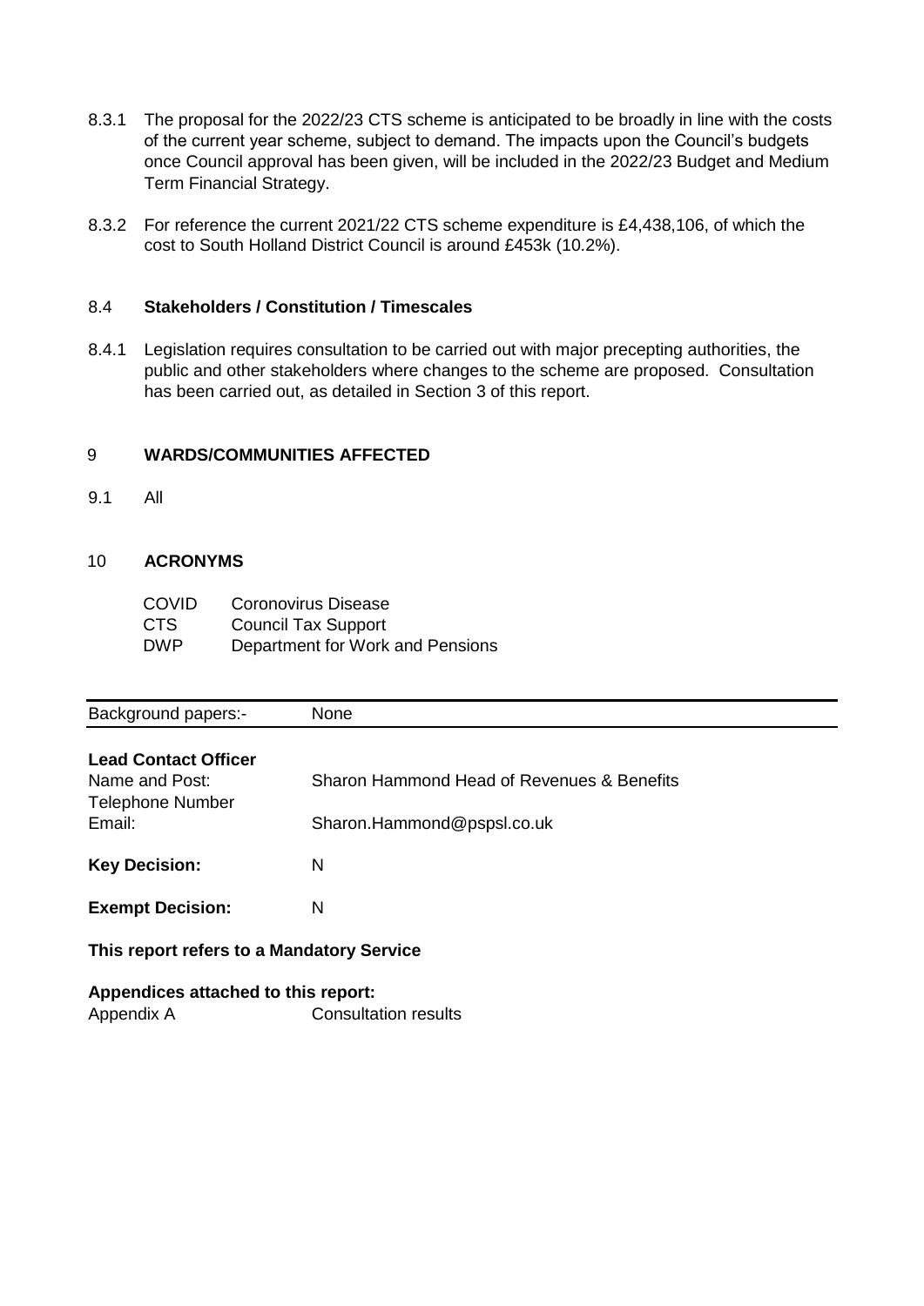8.3.1 The proposal for the 2022/23 CTS scheme is anticipated to be broadly in line with the costs of the current year scheme, subject to demand. The impacts upon the Council's budgets once Council approval has been given, will be included in the 2022/23 Budget and Medium Term Financial Strategy.

8.3.2 For reference the current 2021/22 CTS scheme expenditure is £4,438,106, of which the cost to South Holland District Council is around £453k (10.2%).

## 8.4 **Stakeholders / Constitution / Timescales**

8.4.1 Legislation requires consultation to be carried out with major precepting authorities, the public and other stakeholders where changes to the scheme are proposed. Consultation has been carried out, as detailed in Section 3 of this report.

## 9 **WARDS/COMMUNITIES AFFECTED**

9.1 All

## 10 **ACRONYMS**

| | |
|---|---|
| COVID | Coronovirus Disease |
| CTS | Council Tax Support |
| DWP | Department for Work and Pensions |

| | |
|---|---|
| Background papers:- | None |

**Lead Contact Officer**

| | |
|---|---|
| Name and Post: | Sharon Hammond Head of Revenues & Benefits |
| Telephone Number | |
| Email: | Sharon.Hammond@pspsl.co.uk |

| | |
|---|---|
| **Key Decision:** | N |
| **Exempt Decision:** | N |

**This report refers to a Mandatory Service**

**Appendices attached to this report:**

| | |
|---|---|
| Appendix A | Consultation results |